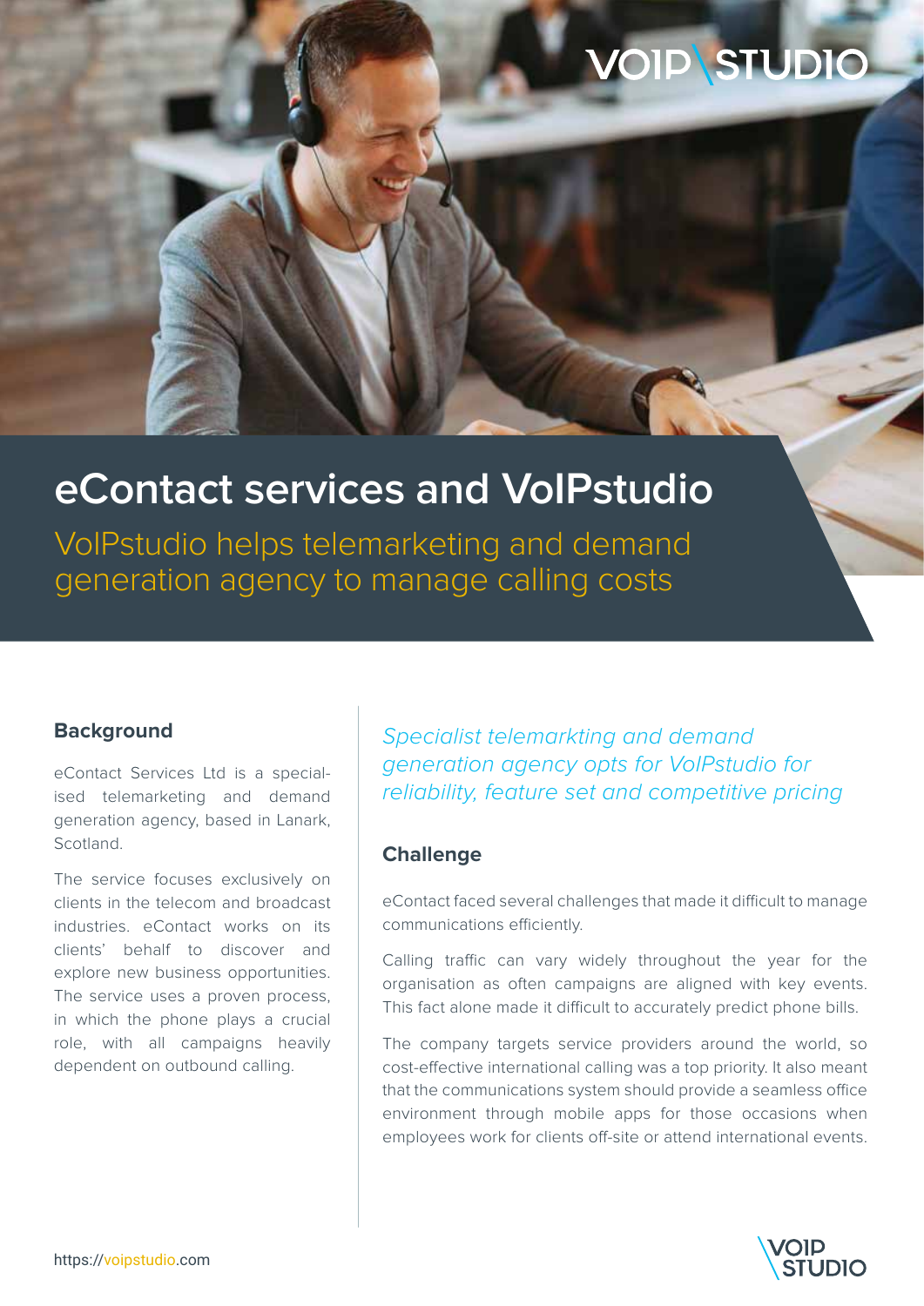# eContact services and VoIPstudio

## VoIPstudio helps telemarketing and demand generation agency to manage calling costs

### Background

eContact Services Ltd is a specialised telemarketing and demand generation agency, based in Lanark, Scotland.

The service focuses exclusively on clients in the telecom and broadcast industries. eContact works on its clients' behalf to discover and explore new business opportunities. The service uses a proven process, in which the phone plays a crucial role, with all campaigns heavily dependent on outbound calling.

*Specialist telemarkting and demand generation agency opts for VoIPstudio for reliability, feature set and competitive pricing*

### Challenge

eContact faced several challenges that made it difficult to manage communications efficiently.

Calling traffic can vary widely throughout the year for the organisation as often campaigns are aligned with key events. This fact alone made it difficult to accurately predict phone bills.

The company targets service providers around the world, so cost-effective international calling was a top priority. It also meant that the communications system should provide a seamless office environment through mobile apps for those occasions when employees work for clients off-site or attend international events.

https://voipstudio.com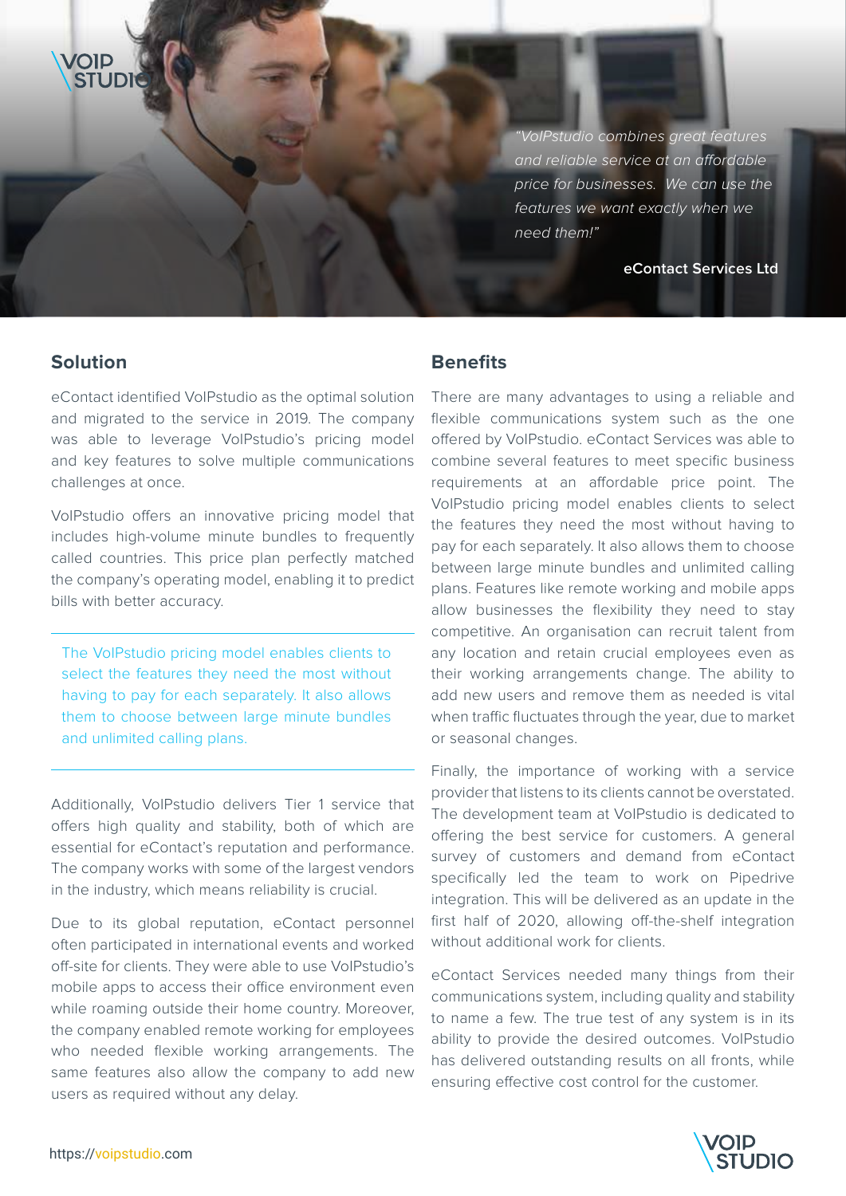*"VoIPstudio combines great features and reliable service at an affordable price for businesses. We can use the features we want exactly when we need them!"*

**eContact Services Ltd**

## Solution

eContact identified VoIPstudio as the optimal solution and migrated to the service in 2019. The company was able to leverage VoIPstudio's pricing model and key features to solve multiple communications challenges at once.

VoIPstudio offers an innovative pricing model that includes high-volume minute bundles to frequently called countries. This price plan perfectly matched the company's operating model, enabling it to predict bills with better accuracy.

> The VoIPstudio pricing model enables clients to select the features they need the most without having to pay for each separately. It also allows them to choose between large minute bundles and unlimited calling plans.

Additionally, VoIPstudio delivers Tier 1 service that offers high quality and stability, both of which are essential for eContact's reputation and performance. The company works with some of the largest vendors in the industry, which means reliability is crucial.

Due to its global reputation, eContact personnel often participated in international events and worked off-site for clients. They were able to use VoIPstudio's mobile apps to access their office environment even while roaming outside their home country. Moreover, the company enabled remote working for employees who needed flexible working arrangements. The same features also allow the company to add new users as required without any delay.

## Benefits

There are many advantages to using a reliable and flexible communications system such as the one offered by VoIPstudio. eContact Services was able to combine several features to meet specific business requirements at an affordable price point. The VoIPstudio pricing model enables clients to select the features they need the most without having to pay for each separately. It also allows them to choose between large minute bundles and unlimited calling plans. Features like remote working and mobile apps allow businesses the flexibility they need to stay competitive. An organisation can recruit talent from any location and retain crucial employees even as their working arrangements change. The ability to add new users and remove them as needed is vital when traffic fluctuates through the year, due to market or seasonal changes.

Finally, the importance of working with a service provider that listens to its clients cannot be overstated. The development team at VoIPstudio is dedicated to offering the best service for customers. A general survey of customers and demand from eContact specifically led the team to work on Pipedrive integration. This will be delivered as an update in the first half of 2020, allowing off-the-shelf integration without additional work for clients.

eContact Services needed many things from their communications system, including quality and stability to name a few. The true test of any system is in its ability to provide the desired outcomes. VoIPstudio has delivered outstanding results on all fronts, while ensuring effective cost control for the customer.

https://voipstudio.com